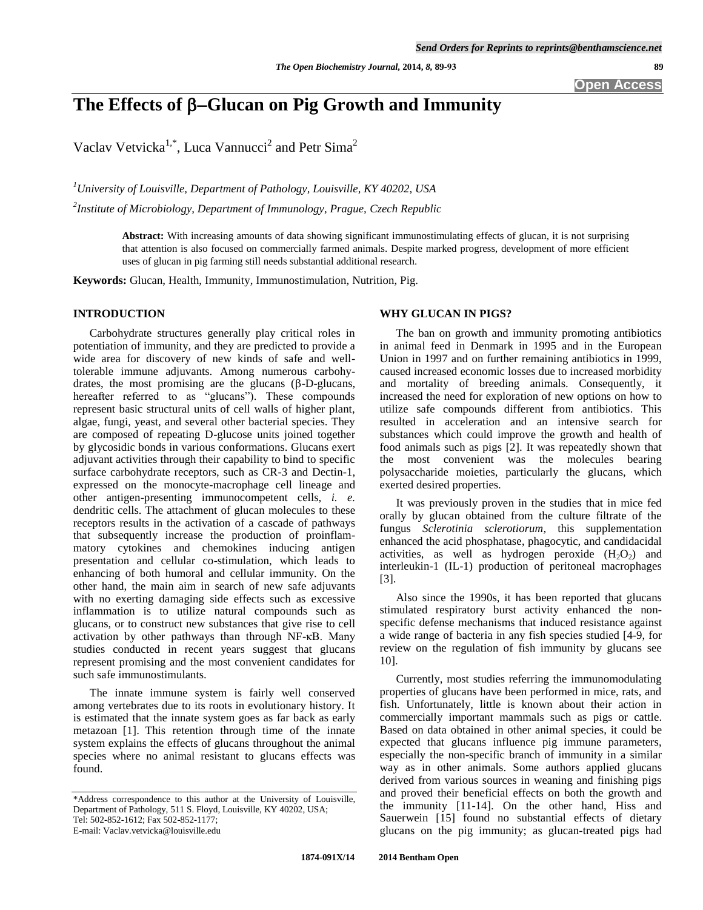# The Effects of β–Glucan on Pig Growth and Immunity

Vaclav Vetvicka[1,*], Luca Vannucci[2] and Petr Sima[2]

[1]University of Louisville, Department of Pathology, Louisville, KY 40202, USA

[2]Institute of Microbiology, Department of Immunology, Prague, Czech Republic

**Abstract:** With increasing amounts of data showing significant immunostimulating effects of glucan, it is not surprising that attention is also focused on commercially farmed animals. Despite marked progress, development of more efficient uses of glucan in pig farming still needs substantial additional research.

**Keywords:** Glucan, Health, Immunity, Immunostimulation, Nutrition, Pig.

## INTRODUCTION

Carbohydrate structures generally play critical roles in potentiation of immunity, and they are predicted to provide a wide area for discovery of new kinds of safe and well-tolerable immune adjuvants. Among numerous carbohydrates, the most promising are the glucans (β-D-glucans, hereafter referred to as "glucans"). These compounds represent basic structural units of cell walls of higher plant, algae, fungi, yeast, and several other bacterial species. They are composed of repeating D-glucose units joined together by glycosidic bonds in various conformations. Glucans exert adjuvant activities through their capability to bind to specific surface carbohydrate receptors, such as CR-3 and Dectin-1, expressed on the monocyte-macrophage cell lineage and other antigen-presenting immunocompetent cells, *i. e.* dendritic cells. The attachment of glucan molecules to these receptors results in the activation of a cascade of pathways that subsequently increase the production of proinflammatory cytokines and chemokines inducing antigen presentation and cellular co-stimulation, which leads to enhancing of both humoral and cellular immunity. On the other hand, the main aim in search of new safe adjuvants with no exerting damaging side effects such as excessive inflammation is to utilize natural compounds such as glucans, or to construct new substances that give rise to cell activation by other pathways than through NF-κB. Many studies conducted in recent years suggest that glucans represent promising and the most convenient candidates for such safe immunostimulants.

The innate immune system is fairly well conserved among vertebrates due to its roots in evolutionary history. It is estimated that the innate system goes as far back as early metazoan [1]. This retention through time of the innate system explains the effects of glucans throughout the animal species where no animal resistant to glucans effects was found.

## WHY GLUCAN IN PIGS?

The ban on growth and immunity promoting antibiotics in animal feed in Denmark in 1995 and in the European Union in 1997 and on further remaining antibiotics in 1999, caused increased economic losses due to increased morbidity and mortality of breeding animals. Consequently, it increased the need for exploration of new options on how to utilize safe compounds different from antibiotics. This resulted in acceleration and an intensive search for substances which could improve the growth and health of food animals such as pigs [2]. It was repeatedly shown that the most convenient was the molecules bearing polysaccharide moieties, particularly the glucans, which exerted desired properties.

It was previously proven in the studies that in mice fed orally by glucan obtained from the culture filtrate of the fungus *Sclerotinia sclerotiorum*, this supplementation enhanced the acid phosphatase, phagocytic, and candidacidal activities, as well as hydrogen peroxide ($H_2O_2$) and interleukin-1 (IL-1) production of peritoneal macrophages [3].

Also since the 1990s, it has been reported that glucans stimulated respiratory burst activity enhanced the non-specific defense mechanisms that induced resistance against a wide range of bacteria in any fish species studied [4-9, for review on the regulation of fish immunity by glucans see 10].

Currently, most studies referring the immunomodulating properties of glucans have been performed in mice, rats, and fish. Unfortunately, little is known about their action in commercially important mammals such as pigs or cattle. Based on data obtained in other animal species, it could be expected that glucans influence pig immune parameters, especially the non-specific branch of immunity in a similar way as in other animals. Some authors applied glucans derived from various sources in weaning and finishing pigs and proved their beneficial effects on both the growth and the immunity [11-14]. On the other hand, Hiss and Sauerwein [15] found no substantial effects of dietary glucans on the pig immunity; as glucan-treated pigs had

*Address correspondence to this author at the University of Louisville, Department of Pathology, 511 S. Floyd, Louisville, KY 40202, USA; Tel: 502-852-1612; Fax 502-852-1177; E-mail: Vaclav.vetvicka@louisville.edu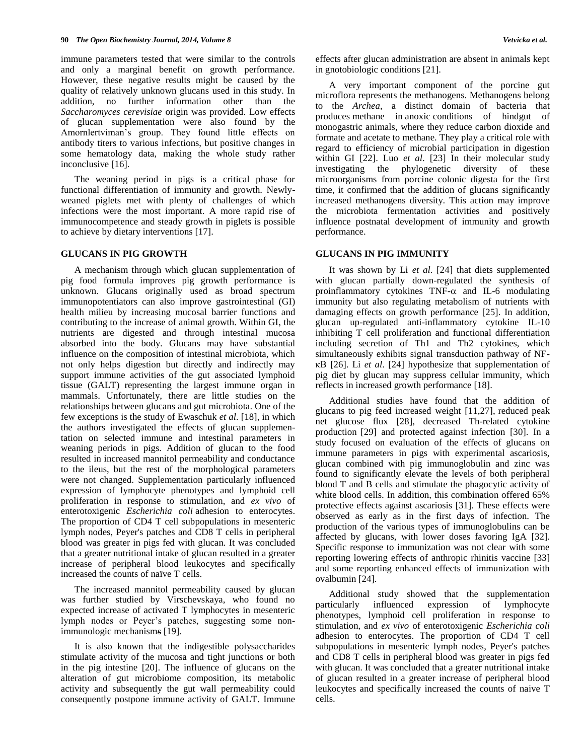immune parameters tested that were similar to the controls and only a marginal benefit on growth performance. However, these negative results might be caused by the quality of relatively unknown glucans used in this study. In addition, no further information other than the *Saccharomyces cerevisiae* origin was provided. Low effects of glucan supplementation were also found by the Amornlertviman's group. They found little effects on antibody titers to various infections, but positive changes in some hematology data, making the whole study rather inconclusive [16].

The weaning period in pigs is a critical phase for functional differentiation of immunity and growth. Newly-weaned piglets met with plenty of challenges of which infections were the most important. A more rapid rise of immunocompetence and steady growth in piglets is possible to achieve by dietary interventions [17].

## GLUCANS IN PIG GROWTH

A mechanism through which glucan supplementation of pig food formula improves pig growth performance is unknown. Glucans originally used as broad spectrum immunopotentiators can also improve gastrointestinal (GI) health milieu by increasing mucosal barrier functions and contributing to the increase of animal growth. Within GI, the nutrients are digested and through intestinal mucosa absorbed into the body. Glucans may have substantial influence on the composition of intestinal microbiota, which not only helps digestion but directly and indirectly may support immune activities of the gut associated lymphoid tissue (GALT) representing the largest immune organ in mammals. Unfortunately, there are little studies on the relationships between glucans and gut microbiota. One of the few exceptions is the study of Ewaschuk *et al*. [18], in which the authors investigated the effects of glucan supplementation on selected immune and intestinal parameters in weaning periods in pigs. Addition of glucan to the food resulted in increased mannitol permeability and conductance to the ileus, but the rest of the morphological parameters were not changed. Supplementation particularly influenced expression of lymphocyte phenotypes and lymphoid cell proliferation in response to stimulation, and *ex vivo* of enterotoxigenic *Escherichia coli* adhesion to enterocytes. The proportion of CD4 T cell subpopulations in mesenteric lymph nodes, Peyer's patches and CD8 T cells in peripheral blood was greater in pigs fed with glucan. It was concluded that a greater nutritional intake of glucan resulted in a greater increase of peripheral blood leukocytes and specifically increased the counts of naïve T cells.

The increased mannitol permeability caused by glucan was further studied by Virschevskaya, who found no expected increase of activated T lymphocytes in mesenteric lymph nodes or Peyer's patches, suggesting some non-immunologic mechanisms [19].

It is also known that the indigestible polysaccharides stimulate activity of the mucosa and tight junctions or both in the pig intestine [20]. The influence of glucans on the alteration of gut microbiome composition, its metabolic activity and subsequently the gut wall permeability could consequently postpone immune activity of GALT. Immune effects after glucan administration are absent in animals kept in gnotobiologic conditions [21].

A very important component of the porcine gut microflora represents the methanogens. Methanogens belong to the *Archea*, a distinct domain of bacteria that produces methane in anoxic conditions of hindgut of monogastric animals, where they reduce carbon dioxide and formate and acetate to methane. They play a critical role with regard to efficiency of microbial participation in digestion within GI [22]. Luo *et al*. [23] In their molecular study investigating the phylogenetic diversity of these microorganisms from porcine colonic digesta for the first time, it confirmed that the addition of glucans significantly increased methanogens diversity. This action may improve the microbiota fermentation activities and positively influence postnatal development of immunity and growth performance.

## GLUCANS IN PIG IMMUNITY

It was shown by Li *et al*. [24] that diets supplemented with glucan partially down-regulated the synthesis of proinflammatory cytokines TNF-$\alpha$ and IL-6 modulating immunity but also regulating metabolism of nutrients with damaging effects on growth performance [25]. In addition, glucan up-regulated anti-inflammatory cytokine IL-10 inhibiting T cell proliferation and functional differentiation including secretion of Th1 and Th2 cytokines, which simultaneously exhibits signal transduction pathway of NF-$\kappa$B [26]. Li *et al*. [24] hypothesize that supplementation of pig diet by glucan may suppress cellular immunity, which reflects in increased growth performance [18].

Additional studies have found that the addition of glucans to pig feed increased weight [11,27], reduced peak net glucose flux [28], decreased Th-related cytokine production [29] and protected against infection [30]. In a study focused on evaluation of the effects of glucans on immune parameters in pigs with experimental ascariosis, glucan combined with pig immunoglobulin and zinc was found to significantly elevate the levels of both peripheral blood T and B cells and stimulate the phagocytic activity of white blood cells. In addition, this combination offered 65% protective effects against ascariosis [31]. These effects were observed as early as in the first days of infection. The production of the various types of immunoglobulins can be affected by glucans, with lower doses favoring IgA [32]. Specific response to immunization was not clear with some reporting lowering effects of anthropic rhinitis vaccine [33] and some reporting enhanced effects of immunization with ovalbumin [24].

Additional study showed that the supplementation particularly influenced expression of lymphocyte phenotypes, lymphoid cell proliferation in response to stimulation, and *ex vivo* of enterotoxigenic *Escherichia coli* adhesion to enterocytes. The proportion of CD4 T cell subpopulations in mesenteric lymph nodes, Peyer's patches and CD8 T cells in peripheral blood was greater in pigs fed with glucan. It was concluded that a greater nutritional intake of glucan resulted in a greater increase of peripheral blood leukocytes and specifically increased the counts of naive T cells.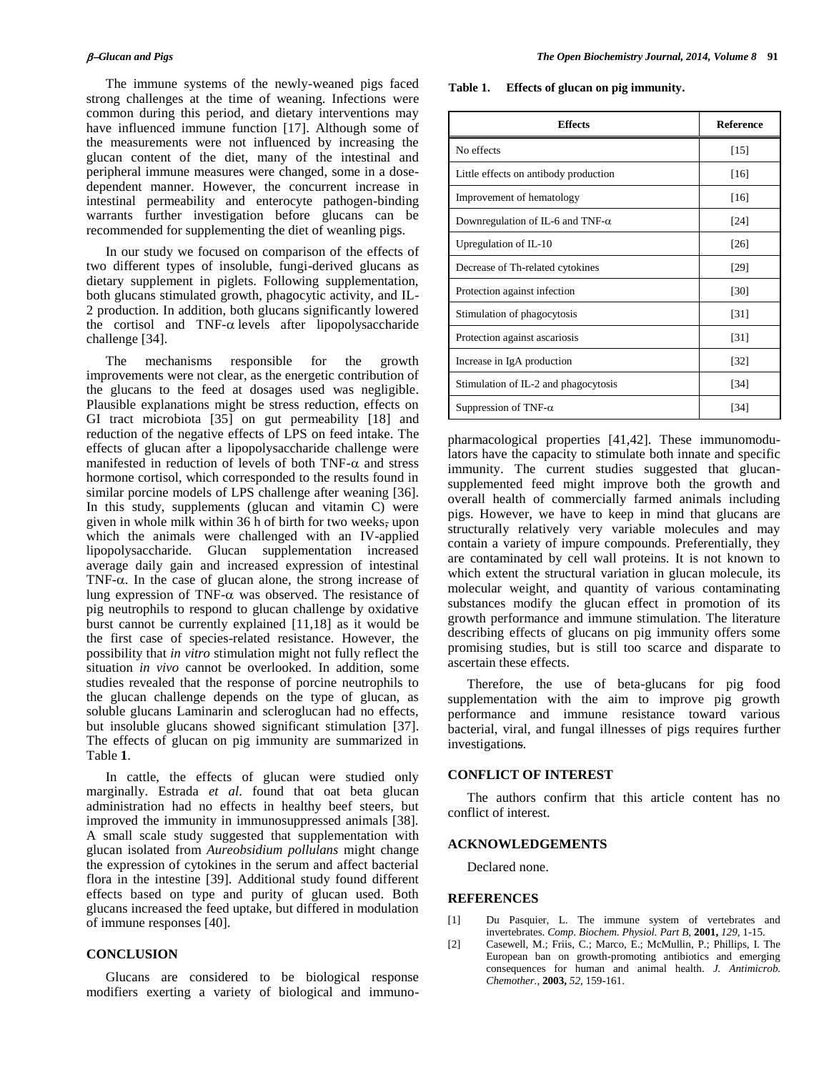The immune systems of the newly-weaned pigs faced strong challenges at the time of weaning. Infections were common during this period, and dietary interventions may have influenced immune function [17]. Although some of the measurements were not influenced by increasing the glucan content of the diet, many of the intestinal and peripheral immune measures were changed, some in a dose-dependent manner. However, the concurrent increase in intestinal permeability and enterocyte pathogen-binding warrants further investigation before glucans can be recommended for supplementing the diet of weanling pigs.

In our study we focused on comparison of the effects of two different types of insoluble, fungi-derived glucans as dietary supplement in piglets. Following supplementation, both glucans stimulated growth, phagocytic activity, and IL-2 production. In addition, both glucans significantly lowered the cortisol and TNF-$\alpha$ levels after lipopolysaccharide challenge [34].

The mechanisms responsible for the growth improvements were not clear, as the energetic contribution of the glucans to the feed at dosages used was negligible. Plausible explanations might be stress reduction, effects on GI tract microbiota [35] on gut permeability [18] and reduction of the negative effects of LPS on feed intake. The effects of glucan after a lipopolysaccharide challenge were manifested in reduction of levels of both TNF-$\alpha$ and stress hormone cortisol, which corresponded to the results found in similar porcine models of LPS challenge after weaning [36]. In this study, supplements (glucan and vitamin C) were given in whole milk within 36 h of birth for two weeks, upon which the animals were challenged with an IV-applied lipopolysaccharide. Glucan supplementation increased average daily gain and increased expression of intestinal TNF-$\alpha$. In the case of glucan alone, the strong increase of lung expression of TNF-$\alpha$ was observed. The resistance of pig neutrophils to respond to glucan challenge by oxidative burst cannot be currently explained [11,18] as it would be the first case of species-related resistance. However, the possibility that *in vitro* stimulation might not fully reflect the situation *in vivo* cannot be overlooked. In addition, some studies revealed that the response of porcine neutrophils to the glucan challenge depends on the type of glucan, as soluble glucans Laminarin and scleroglucan had no effects, but insoluble glucans showed significant stimulation [37]. The effects of glucan on pig immunity are summarized in Table **1**.

**Table 1. Effects of glucan on pig immunity.**

| Effects | Reference |
|---|---|
| No effects | [15] |
| Little effects on antibody production | [16] |
| Improvement of hematology | [16] |
| Downregulation of IL-6 and TNF-$\alpha$ | [24] |
| Upregulation of IL-10 | [26] |
| Decrease of Th-related cytokines | [29] |
| Protection against infection | [30] |
| Stimulation of phagocytosis | [31] |
| Protection against ascariosis | [31] |
| Increase in IgA production | [32] |
| Stimulation of IL-2 and phagocytosis | [34] |
| Suppression of TNF-$\alpha$ | [34] |

In cattle, the effects of glucan were studied only marginally. Estrada *et al*. found that oat beta glucan administration had no effects in healthy beef steers, but improved the immunity in immunosuppressed animals [38]. A small scale study suggested that supplementation with glucan isolated from *Aureobsidium pollulans* might change the expression of cytokines in the serum and affect bacterial flora in the intestine [39]. Additional study found different effects based on type and purity of glucan used. Both glucans increased the feed uptake, but differed in modulation of immune responses [40].

## CONCLUSION

Glucans are considered to be biological response modifiers exerting a variety of biological and immunopharmacological properties [41,42]. These immunomodulators have the capacity to stimulate both innate and specific immunity. The current studies suggested that glucan-supplemented feed might improve both the growth and overall health of commercially farmed animals including pigs. However, we have to keep in mind that glucans are structurally relatively very variable molecules and may contain a variety of impure compounds. Preferentially, they are contaminated by cell wall proteins. It is not known to which extent the structural variation in glucan molecule, its molecular weight, and quantity of various contaminating substances modify the glucan effect in promotion of its growth performance and immune stimulation. The literature describing effects of glucans on pig immunity offers some promising studies, but is still too scarce and disparate to ascertain these effects.

Therefore, the use of beta-glucans for pig food supplementation with the aim to improve pig growth performance and immune resistance toward various bacterial, viral, and fungal illnesses of pigs requires further investigations.

## CONFLICT OF INTEREST

The authors confirm that this article content has no conflict of interest.

## ACKNOWLEDGEMENTS

Declared none.

## REFERENCES

[1] Du Pasquier, L. The immune system of vertebrates and invertebrates. *Comp. Biochem. Physiol. Part B,* **2001,** *129,* 1-15.

[2] Casewell, M.; Friis, C.; Marco, E.; McMullin, P.; Phillips, I. The European ban on growth-promoting antibiotics and emerging consequences for human and animal health. *J. Antimicrob. Chemother.,* **2003,** *52,* 159-161.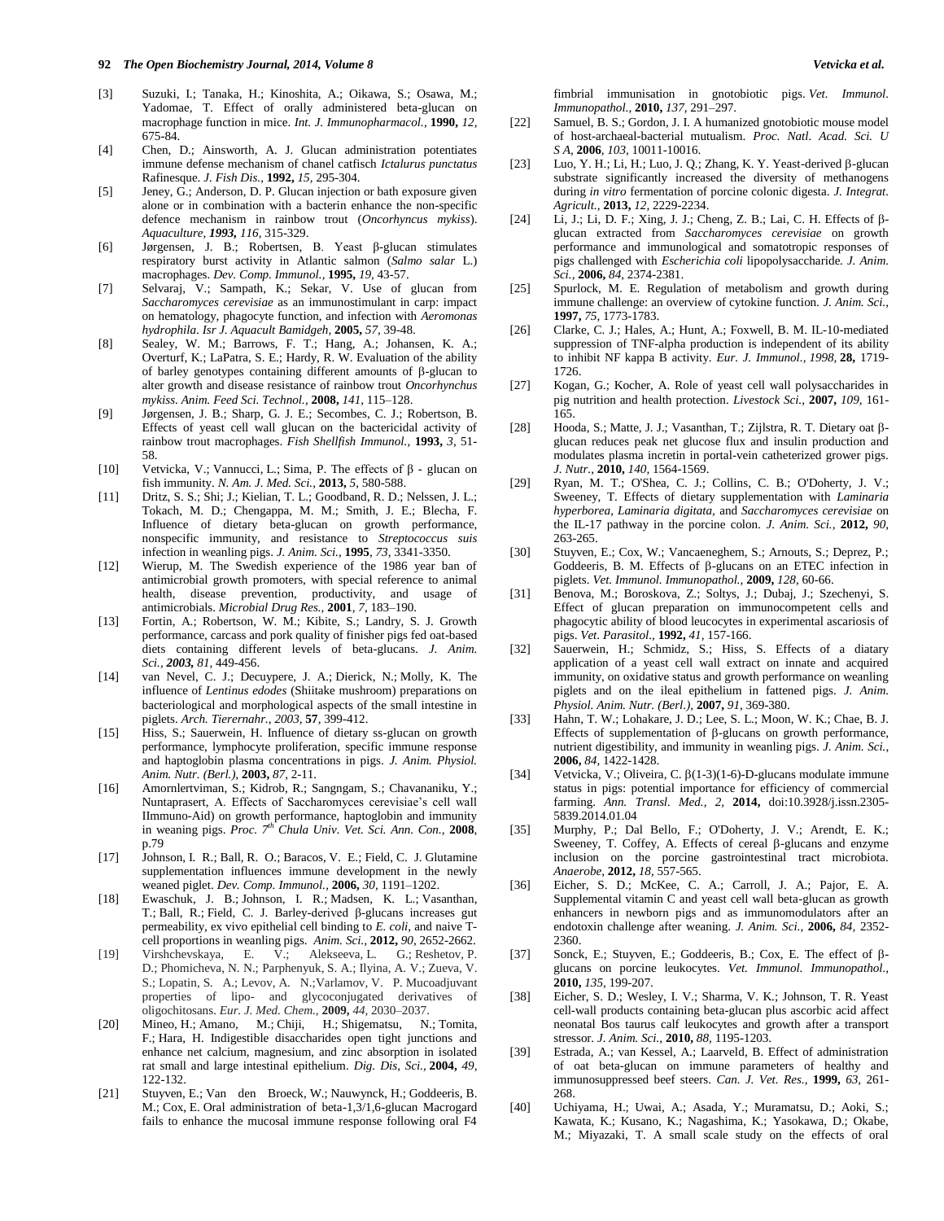[3] Suzuki, I.; Tanaka, H.; Kinoshita, A.; Oikawa, S.; Osawa, M.; Yadomae, T. Effect of orally administered beta-glucan on macrophage function in mice. *Int. J. Immunopharmacol.*, **1990,** *12,* 675-84.

[4] Chen, D.; Ainsworth, A. J. Glucan administration potentiates immune defense mechanism of chanel catfisch *Ictalurus punctatus* Rafinesque. *J. Fish Dis.*, **1992,** *15,* 295-304.

[5] Jeney, G.; Anderson, D. P. Glucan injection or bath exposure given alone or in combination with a bacterin enhance the non-specific defence mechanism in rainbow trout (*Oncorhyncus mykiss*). *Aquaculture*, ***1993,*** *116,* 315-329.

[6] Jørgensen, J. B.; Robertsen, B. Yeast β-glucan stimulates respiratory burst activity in Atlantic salmon (*Salmo salar* L.) macrophages. *Dev. Comp. Immunol.*, **1995,** *19,* 43-57.

[7] Selvaraj, V.; Sampath, K.; Sekar, V. Use of glucan from *Saccharomyces cerevisiae* as an immunostimulant in carp: impact on hematology, phagocyte function, and infection with *Aeromonas hydrophila*. *Isr J. Aquacult Bamidgeh*, **2005,** *57,* 39-48.

[8] Sealey, W. M.; Barrows, F. T.; Hang, A.; Johansen, K. A.; Overturf, K.; LaPatra, S. E.; Hardy, R. W. Evaluation of the ability of barley genotypes containing different amounts of β-glucan to alter growth and disease resistance of rainbow trout *Oncorhynchus mykiss*. *Anim. Feed Sci. Technol.*, **2008,** *141,* 115–128.

[9] Jørgensen, J. B.; Sharp, G. J. E.; Secombes, C. J.; Robertson, B. Effects of yeast cell wall glucan on the bactericidal activity of rainbow trout macrophages. *Fish Shellfish Immunol.*, **1993,** *3,* 51-58.

[10] Vetvicka, V.; Vannucci, L.; Sima, P. The effects of β - glucan on fish immunity. *N. Am. J. Med. Sci.*, **2013,** *5,* 580-588.

[11] Dritz, S. S.; Shi; J.; Kielian, T. L.; Goodband, R. D.; Nelssen, J. L.; Tokach, M. D.; Chengappa, M. M.; Smith, J. E.; Blecha, F. Influence of dietary beta-glucan on growth performance, nonspecific immunity, and resistance to *Streptococcus suis* infection in weanling pigs. *J. Anim. Sci.*, **1995**, *73,* 3341-3350.

[12] Wierup, M. The Swedish experience of the 1986 year ban of antimicrobial growth promoters, with special reference to animal health, disease prevention, productivity, and usage of antimicrobials. *Microbial Drug Res.*, **2001**, *7,* 183–190.

[13] Fortin, A.; Robertson, W. M.; Kibite, S.; Landry, S. J. Growth performance, carcass and pork quality of finisher pigs fed oat-based diets containing different levels of beta-glucans. *J. Anim. Sci.*, ***2003,*** *81,* 449-456.

[14] van Nevel, C. J.; Decuypere, J. A.; Dierick, N.; Molly, K. The influence of *Lentinus edodes* (Shiitake mushroom) preparations on bacteriological and morphological aspects of the small intestine in piglets. *Arch. Tierernahr., 2003,* **57**, 399-412.

[15] Hiss, S.; Sauerwein, H. Influence of dietary ss-glucan on growth performance, lymphocyte proliferation, specific immune response and haptoglobin plasma concentrations in pigs. *J. Anim. Physiol. Anim. Nutr. (Berl.),* **2003,** *87,* 2-11.

[16] Amornlertviman, S.; Kidrob, R.; Sangngam, S.; Chavananiku, Y.; Nuntaprasert, A. Effects of Saccharomyces cerevisiae's cell wall IImmuno-Aid) on growth performance, haptoglobin and immunity in weaning pigs. *Proc. 7th Chula Univ. Vet. Sci. Ann. Con.,* **2008**, p.79

[17] Johnson, I. R.; Ball, R. O.; Baracos, V. E.; Field, C. J. Glutamine supplementation influences immune development in the newly weaned piglet. *Dev. Comp. Immunol.*, **2006,** *30,* 1191–1202.

[18] Ewaschuk, J. B.; Johnson, I. R.; Madsen, K. L.; Vasanthan, T.; Ball, R.; Field, C. J. Barley-derived β-glucans increases gut permeability, ex vivo epithelial cell binding to *E. coli*, and naive T-cell proportions in weanling pigs. *Anim. Sci.*, **2012,** *90,* 2652-2662.

[19] Virshchevskaya, E. V.; Alekseeva, L. G.; Reshetov, P. D.; Phomicheva, N. N.; Parphenyuk, S. A.; Ilyina, A. V.; Zueva, V. S.; Lopatin, S. A.; Levov, A. N.;Varlamov, V. P. Mucoadjuvant properties of lipo- and glycoconjugated derivatives of oligochitosans. *Eur. J. Med. Chem.*, **2009,** *44,* 2030–2037.

[20] Mineo, H.; Amano, M.; Chiji, H.; Shigematsu, N.; Tomita, F.; Hara, H. Indigestible disaccharides open tight junctions and enhance net calcium, magnesium, and zinc absorption in isolated rat small and large intestinal epithelium. *Dig. Dis, Sci.*, **2004,** *49,* 122-132.

[21] Stuyven, E.; Van den Broeck, W.; Nauwynck, H.; Goddeeris, B. M.; Cox, E. Oral administration of beta-1,3/1,6-glucan Macrogard fails to enhance the mucosal immune response following oral F4 fimbrial immunisation in gnotobiotic pigs. *Vet. Immunol. Immunopathol.*, **2010,** *137,* 291–297.

[22] Samuel, B. S.; Gordon, J. I. A humanized gnotobiotic mouse model of host-archaeal-bacterial mutualism. *Proc. Natl. Acad. Sci. U S A*, **2006**, *103,* 10011-10016.

[23] Luo, Y. H.; Li, H.; Luo, J. Q.; Zhang, K. Y. Yeast-derived β-glucan substrate significantly increased the diversity of methanogens during *in vitro* fermentation of porcine colonic digesta. *J. Integrat. Agricult.*, **2013,** *12,* 2229-2234.

[24] Li, J.; Li, D. F.; Xing, J. J.; Cheng, Z. B.; Lai, C. H. Effects of β-glucan extracted from *Saccharomyces cerevisiae* on growth performance and immunological and somatotropic responses of pigs challenged with *Escherichia coli* lipopolysaccharide*. J. Anim. Sci.*, **2006,** *84,* 2374-2381.

[25] Spurlock, M. E. Regulation of metabolism and growth during immune challenge: an overview of cytokine function. *J. Anim. Sci.*, **1997,** *75,* 1773-1783.

[26] Clarke, C. J.; Hales, A.; Hunt, A.; Foxwell, B. M. IL-10-mediated suppression of TNF-alpha production is independent of its ability to inhibit NF kappa B activity. *Eur. J. Immunol., 1998,* **28,** 1719-1726.

[27] Kogan, G.; Kocher, A. Role of yeast cell wall polysaccharides in pig nutrition and health protection. *Livestock Sci.*, **2007,** *109,* 161-165.

[28] Hooda, S.; Matte, J. J.; Vasanthan, T.; Zijlstra, R. T. Dietary oat β-glucan reduces peak net glucose flux and insulin production and modulates plasma incretin in portal-vein catheterized grower pigs. *J. Nutr.*, **2010,** *140,* 1564-1569.

[29] Ryan, M. T.; O'Shea, C. J.; Collins, C. B.; O'Doherty, J. V.; Sweeney, T. Effects of dietary supplementation with *Laminaria hyperborea, Laminaria digitata,* and *Saccharomyces cerevisiae* on the IL-17 pathway in the porcine colon. *J. Anim. Sci.*, **2012,** *90,* 263-265.

[30] Stuyven, E.; Cox, W.; Vancaeneghem, S.; Arnouts, S.; Deprez, P.; Goddeeris, B. M. Effects of β-glucans on an ETEC infection in piglets. *Vet. Immunol. Immunopathol.*, **2009,** *128,* 60-66.

[31] Benova, M.; Boroskova, Z.; Soltys, J.; Dubaj, J.; Szechenyi, S. Effect of glucan preparation on immunocompetent cells and phagocytic ability of blood leucocytes in experimental ascariosis of pigs. *Vet. Parasitol.*, **1992,** *41,* 157-166.

[32] Sauerwein, H.; Schmidz, S.; Hiss, S. Effects of a diatary application of a yeast cell wall extract on innate and acquired immunity, on oxidative status and growth performance on weanling piglets and on the ileal epithelium in fattened pigs. *J. Anim. Physiol. Anim. Nutr. (Berl.),* **2007,** *91,* 369-380.

[33] Hahn, T. W.; Lohakare, J. D.; Lee, S. L.; Moon, W. K.; Chae, B. J. Effects of supplementation of β-glucans on growth performance, nutrient digestibility, and immunity in weanling pigs. *J. Anim. Sci.*, **2006,** *84,* 1422-1428.

[34] Vetvicka, V.; Oliveira, C. β(1-3)(1-6)-D-glucans modulate immune status in pigs: potential importance for efficiency of commercial farming. *Ann. Transl. Med.*, *2,* **2014,** doi:10.3928/j.issn.2305-5839.2014.01.04

[35] Murphy, P.; Dal Bello, F.; O'Doherty, J. V.; Arendt, E. K.; Sweeney, T. Coffey, A. Effects of cereal β-glucans and enzyme inclusion on the porcine gastrointestinal tract microbiota. *Anaerobe,* **2012,** *18,* 557-565.

[36] Eicher, S. D.; McKee, C. A.; Carroll, J. A.; Pajor, E. A. Supplemental vitamin C and yeast cell wall beta-glucan as growth enhancers in newborn pigs and as immunomodulators after an endotoxin challenge after weaning. *J. Anim. Sci.*, **2006,** *84,* 2352-2360.

[37] Sonck, E.; Stuyven, E.; Goddeeris, B.; Cox, E. The effect of β-glucans on porcine leukocytes. *Vet. Immunol. Immunopathol.*, **2010,** *135,* 199-207.

[38] Eicher, S. D.; Wesley, I. V.; Sharma, V. K.; Johnson, T. R. Yeast cell-wall products containing beta-glucan plus ascorbic acid affect neonatal Bos taurus calf leukocytes and growth after a transport stressor. *J. Anim. Sci.*, **2010,** *88,* 1195-1203.

[39] Estrada, A.; van Kessel, A.; Laarveld, B. Effect of administration of oat beta-glucan on immune parameters of healthy and immunosuppressed beef steers. *Can. J. Vet. Res.*, **1999,** *63,* 261-268.

[40] Uchiyama, H.; Uwai, A.; Asada, Y.; Muramatsu, D.; Aoki, S.; Kawata, K.; Kusano, K.; Nagashima, K.; Yasokawa, D.; Okabe, M.; Miyazaki, T. A small scale study on the effects of oral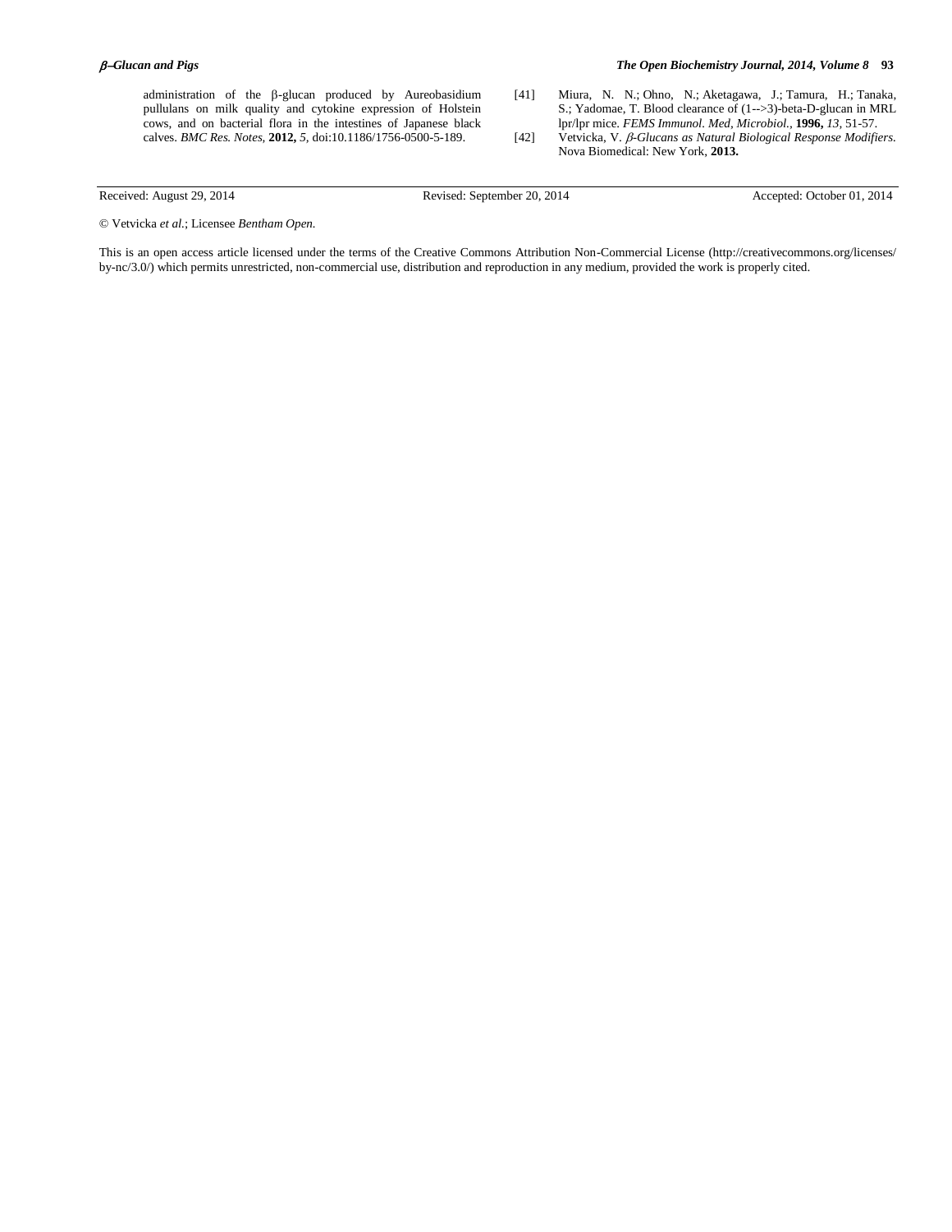administration of the β-glucan produced by Aureobasidium pullulans on milk quality and cytokine expression of Holstein cows, and on bacterial flora in the intestines of Japanese black calves. *BMC Res. Notes,* **2012,** *5,* doi:10.1186/1756-0500-5-189.

[41] Miura, N. N.; Ohno, N.; Aketagawa, J.; Tamura, H.; Tanaka, S.; Yadomae, T. Blood clearance of (1-->3)-beta-D-glucan in MRL lpr/lpr mice. *FEMS Immunol. Med. Microbiol.*, **1996,** *13*, 51-57.

[42] Vetvicka, V. *β-Glucans as Natural Biological Response Modifiers.* Nova Biomedical: New York, **2013.**

---

Received: August 29, 2014 Revised: September 20, 2014 Accepted: October 01, 2014

© Vetvicka *et al.*; Licensee *Bentham Open.*

This is an open access article licensed under the terms of the Creative Commons Attribution Non-Commercial License (http://creativecommons.org/licenses/by-nc/3.0/) which permits unrestricted, non-commercial use, distribution and reproduction in any medium, provided the work is properly cited.